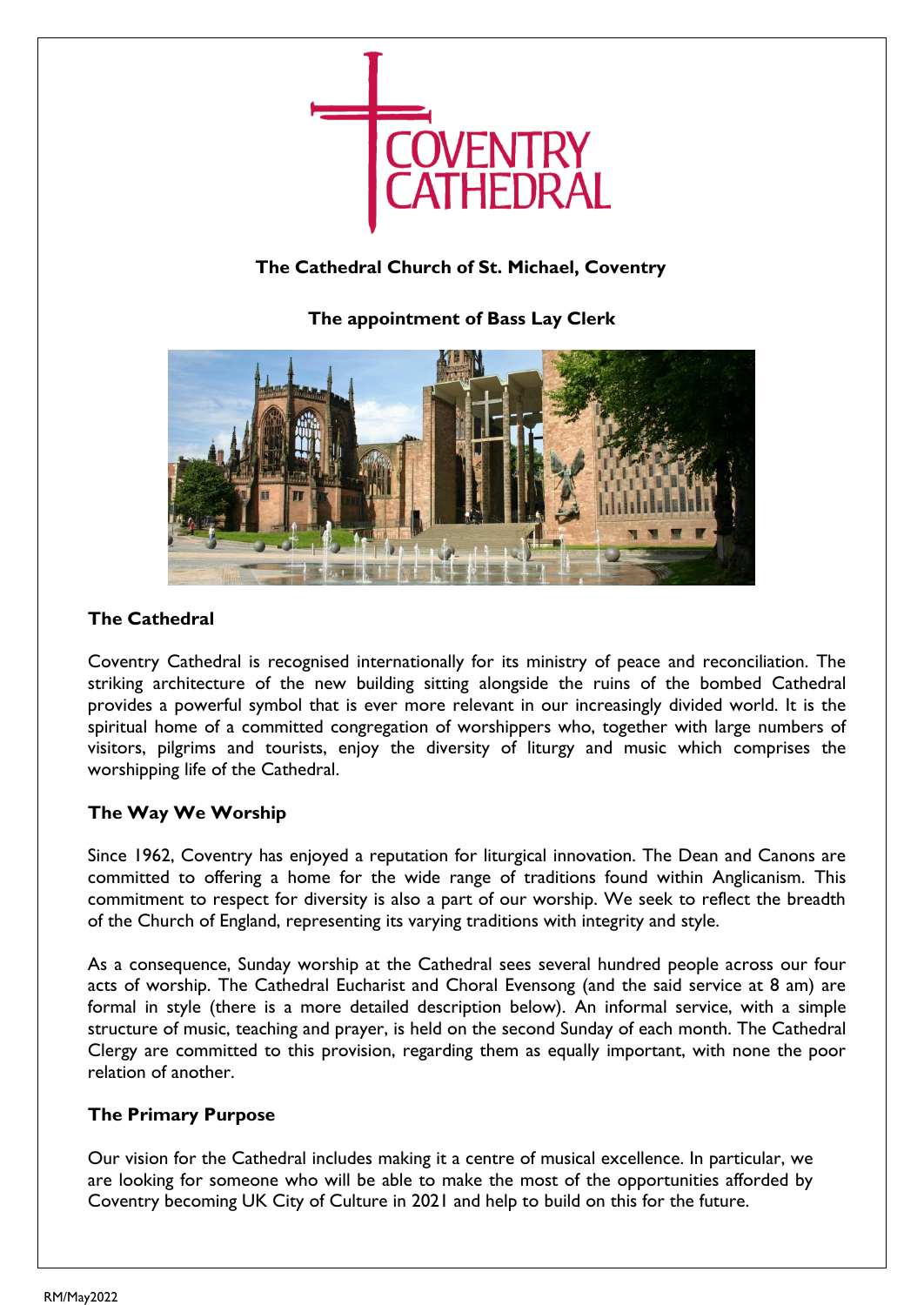COVENTRY CATHEDRAL

**The Cathedral Church of St. Michael, Coventry**

**The appointment of Bass Lay Clerk**

## The Cathedral

Coventry Cathedral is recognised internationally for its ministry of peace and reconciliation. The striking architecture of the new building sitting alongside the ruins of the bombed Cathedral provides a powerful symbol that is ever more relevant in our increasingly divided world. It is the spiritual home of a committed congregation of worshippers who, together with large numbers of visitors, pilgrims and tourists, enjoy the diversity of liturgy and music which comprises the worshipping life of the Cathedral.

## The Way We Worship

Since 1962, Coventry has enjoyed a reputation for liturgical innovation. The Dean and Canons are committed to offering a home for the wide range of traditions found within Anglicanism. This commitment to respect for diversity is also a part of our worship. We seek to reflect the breadth of the Church of England, representing its varying traditions with integrity and style.

As a consequence, Sunday worship at the Cathedral sees several hundred people across our four acts of worship. The Cathedral Eucharist and Choral Evensong (and the said service at 8 am) are formal in style (there is a more detailed description below). An informal service, with a simple structure of music, teaching and prayer, is held on the second Sunday of each month. The Cathedral Clergy are committed to this provision, regarding them as equally important, with none the poor relation of another.

## The Primary Purpose

Our vision for the Cathedral includes making it a centre of musical excellence. In particular, we are looking for someone who will be able to make the most of the opportunities afforded by Coventry becoming UK City of Culture in 2021 and help to build on this for the future.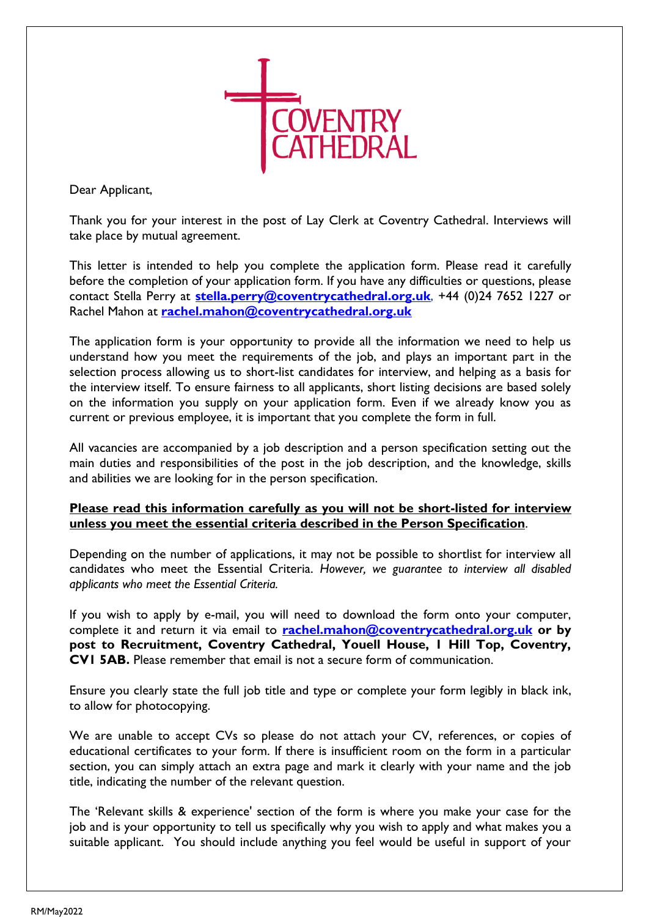COVENTRY CATHEDRAL

Dear Applicant,

Thank you for your interest in the post of Lay Clerk at Coventry Cathedral. Interviews will take place by mutual agreement.

This letter is intended to help you complete the application form. Please read it carefully before the completion of your application form. If you have any difficulties or questions, please contact Stella Perry at **stella.perry@coventrycathedral.org.uk**, +44 (0)24 7652 1227 or Rachel Mahon at **rachel.mahon@coventrycathedral.org.uk**

The application form is your opportunity to provide all the information we need to help us understand how you meet the requirements of the job, and plays an important part in the selection process allowing us to short-list candidates for interview, and helping as a basis for the interview itself. To ensure fairness to all applicants, short listing decisions are based solely on the information you supply on your application form. Even if we already know you as current or previous employee, it is important that you complete the form in full.

All vacancies are accompanied by a job description and a person specification setting out the main duties and responsibilities of the post in the job description, and the knowledge, skills and abilities we are looking for in the person specification.

**Please read this information carefully as you will not be short-listed for interview unless you meet the essential criteria described in the Person Specification**.

Depending on the number of applications, it may not be possible to shortlist for interview all candidates who meet the Essential Criteria. *However, we guarantee to interview all disabled applicants who meet the Essential Criteria.*

If you wish to apply by e-mail, you will need to download the form onto your computer, complete it and return it via email to **rachel.mahon@coventrycathedral.org.uk** **or by post to Recruitment, Coventry Cathedral, Youell House, 1 Hill Top, Coventry, CV1 5AB.** Please remember that email is not a secure form of communication.

Ensure you clearly state the full job title and type or complete your form legibly in black ink, to allow for photocopying.

We are unable to accept CVs so please do not attach your CV, references, or copies of educational certificates to your form. If there is insufficient room on the form in a particular section, you can simply attach an extra page and mark it clearly with your name and the job title, indicating the number of the relevant question.

The 'Relevant skills & experience' section of the form is where you make your case for the job and is your opportunity to tell us specifically why you wish to apply and what makes you a suitable applicant. You should include anything you feel would be useful in support of your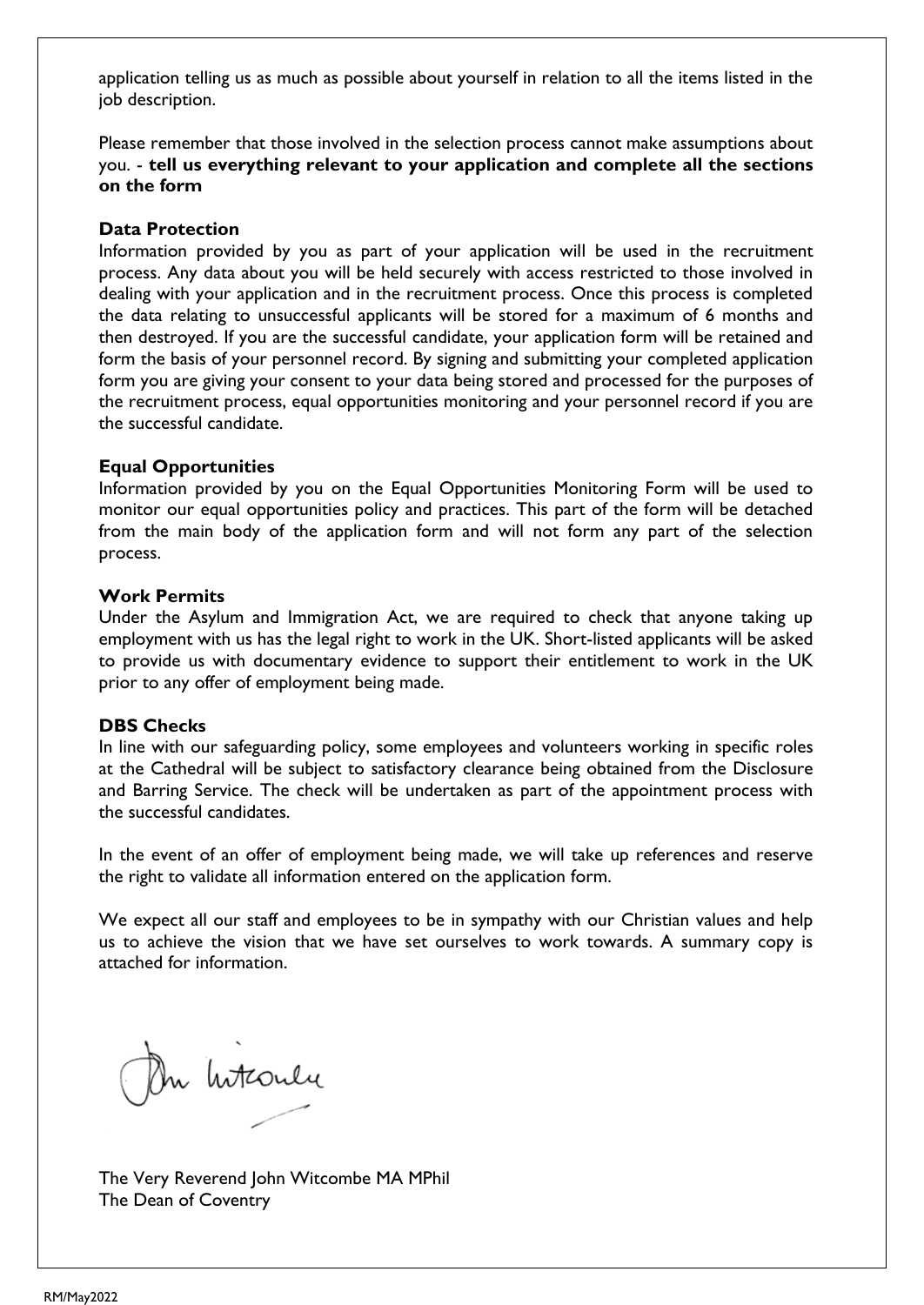application telling us as much as possible about yourself in relation to all the items listed in the job description.

Please remember that those involved in the selection process cannot make assumptions about you. - **tell us everything relevant to your application and complete all the sections on the form**

**Data Protection**

Information provided by you as part of your application will be used in the recruitment process. Any data about you will be held securely with access restricted to those involved in dealing with your application and in the recruitment process. Once this process is completed the data relating to unsuccessful applicants will be stored for a maximum of 6 months and then destroyed. If you are the successful candidate, your application form will be retained and form the basis of your personnel record. By signing and submitting your completed application form you are giving your consent to your data being stored and processed for the purposes of the recruitment process, equal opportunities monitoring and your personnel record if you are the successful candidate.

**Equal Opportunities**

Information provided by you on the Equal Opportunities Monitoring Form will be used to monitor our equal opportunities policy and practices. This part of the form will be detached from the main body of the application form and will not form any part of the selection process.

**Work Permits**

Under the Asylum and Immigration Act, we are required to check that anyone taking up employment with us has the legal right to work in the UK. Short-listed applicants will be asked to provide us with documentary evidence to support their entitlement to work in the UK prior to any offer of employment being made.

**DBS Checks**

In line with our safeguarding policy, some employees and volunteers working in specific roles at the Cathedral will be subject to satisfactory clearance being obtained from the Disclosure and Barring Service. The check will be undertaken as part of the appointment process with the successful candidates.

In the event of an offer of employment being made, we will take up references and reserve the right to validate all information entered on the application form.

We expect all our staff and employees to be in sympathy with our Christian values and help us to achieve the vision that we have set ourselves to work towards. A summary copy is attached for information.

The Very Reverend John Witcombe MA MPhil
The Dean of Coventry

RM/May2022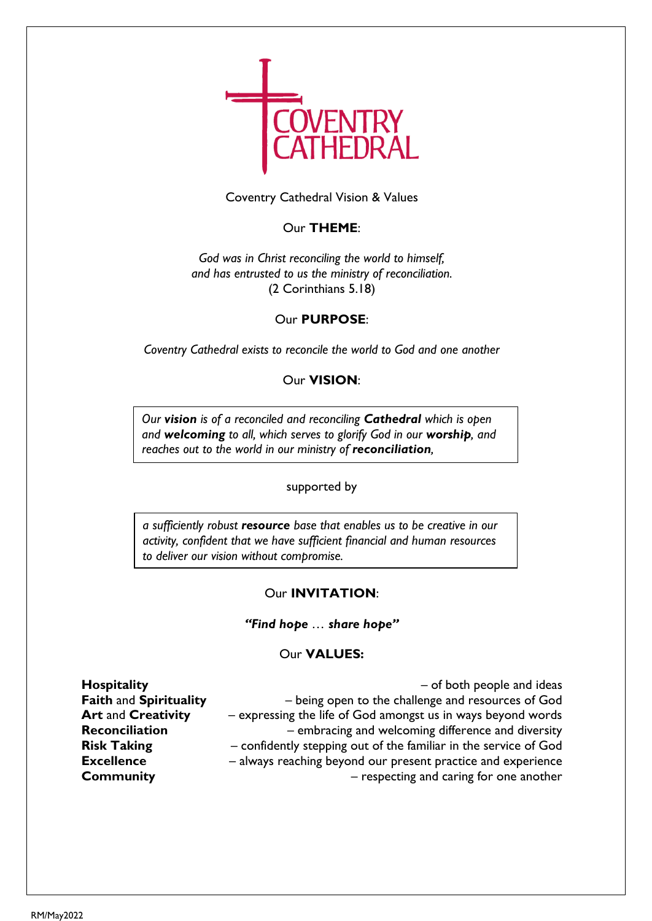COVENTRY CATHEDRAL

Coventry Cathedral Vision & Values

Our **THEME**:

*God was in Christ reconciling the world to himself,*
*and has entrusted to us the ministry of reconciliation.*
(2 Corinthians 5.18)

Our **PURPOSE**:

*Coventry Cathedral exists to reconcile the world to God and one another*

Our **VISION**:

> *Our **vision** is of a reconciled and reconciling **Cathedral** which is open and **welcoming** to all, which serves to glorify God in our **worship**, and reaches out to the world in our ministry of **reconciliation**,*

supported by

> *a sufficiently robust **resource** base that enables us to be creative in our activity, confident that we have sufficient financial and human resources to deliver our vision without compromise.*

Our **INVITATION**:

***"Find hope … share hope"***

Our **VALUES:**

- **Hospitality** – of both people and ideas
- **Faith** and **Spirituality** – being open to the challenge and resources of God
- **Art** and **Creativity** – expressing the life of God amongst us in ways beyond words
- **Reconciliation** – embracing and welcoming difference and diversity
- **Risk Taking** – confidently stepping out of the familiar in the service of God
- **Excellence** – always reaching beyond our present practice and experience
- **Community** – respecting and caring for one another

RM/May2022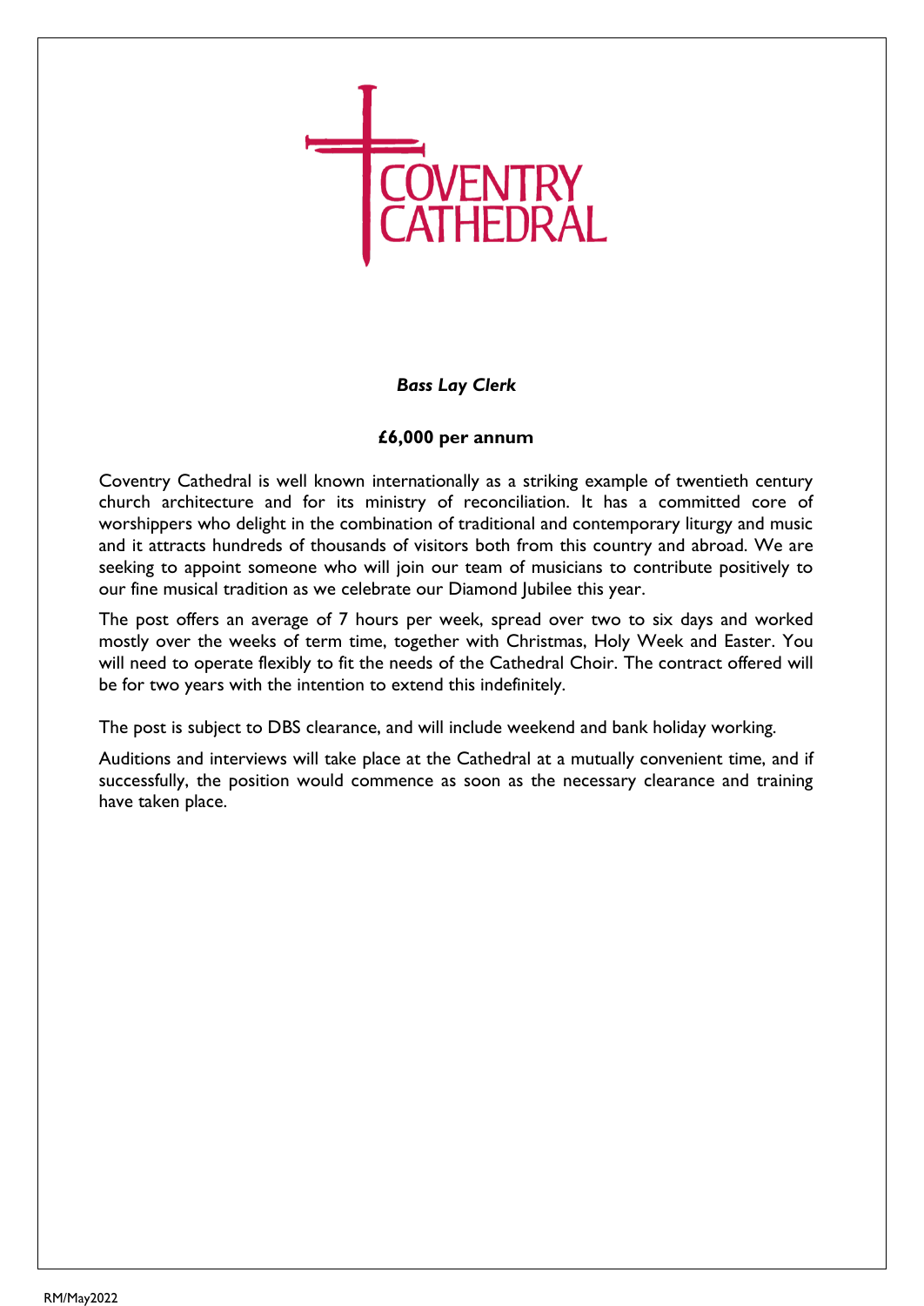COVENTRY CATHEDRAL

***Bass Lay Clerk***

**£6,000 per annum**

Coventry Cathedral is well known internationally as a striking example of twentieth century church architecture and for its ministry of reconciliation. It has a committed core of worshippers who delight in the combination of traditional and contemporary liturgy and music and it attracts hundreds of thousands of visitors both from this country and abroad. We are seeking to appoint someone who will join our team of musicians to contribute positively to our fine musical tradition as we celebrate our Diamond Jubilee this year.

The post offers an average of 7 hours per week, spread over two to six days and worked mostly over the weeks of term time, together with Christmas, Holy Week and Easter. You will need to operate flexibly to fit the needs of the Cathedral Choir. The contract offered will be for two years with the intention to extend this indefinitely.

The post is subject to DBS clearance, and will include weekend and bank holiday working.

Auditions and interviews will take place at the Cathedral at a mutually convenient time, and if successfully, the position would commence as soon as the necessary clearance and training have taken place.

RM/May2022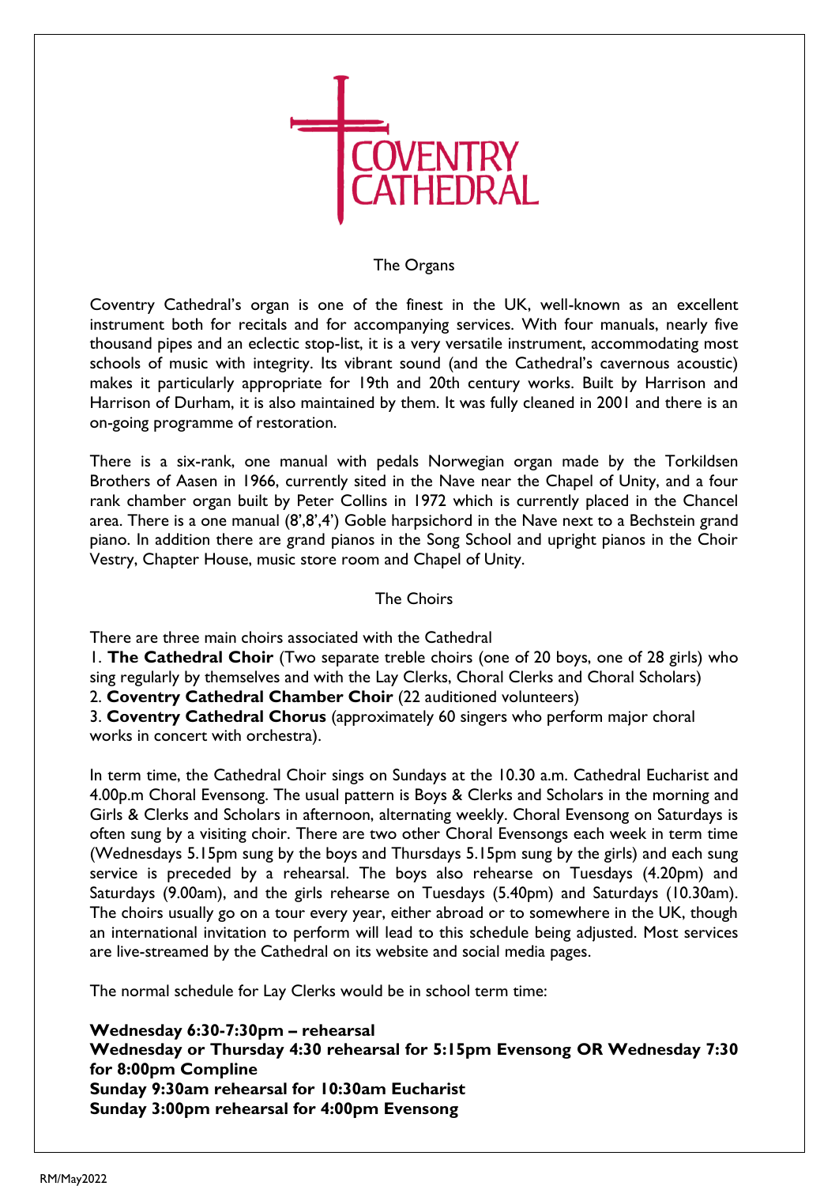COVENTRY CATHEDRAL

## The Organs

Coventry Cathedral's organ is one of the finest in the UK, well-known as an excellent instrument both for recitals and for accompanying services. With four manuals, nearly five thousand pipes and an eclectic stop-list, it is a very versatile instrument, accommodating most schools of music with integrity. Its vibrant sound (and the Cathedral's cavernous acoustic) makes it particularly appropriate for 19th and 20th century works. Built by Harrison and Harrison of Durham, it is also maintained by them. It was fully cleaned in 2001 and there is an on-going programme of restoration.

There is a six-rank, one manual with pedals Norwegian organ made by the Torkildsen Brothers of Aasen in 1966, currently sited in the Nave near the Chapel of Unity, and a four rank chamber organ built by Peter Collins in 1972 which is currently placed in the Chancel area. There is a one manual (8',8',4') Goble harpsichord in the Nave next to a Bechstein grand piano. In addition there are grand pianos in the Song School and upright pianos in the Choir Vestry, Chapter House, music store room and Chapel of Unity.

## The Choirs

There are three main choirs associated with the Cathedral

1. **The Cathedral Choir** (Two separate treble choirs (one of 20 boys, one of 28 girls) who sing regularly by themselves and with the Lay Clerks, Choral Clerks and Choral Scholars)
2. **Coventry Cathedral Chamber Choir** (22 auditioned volunteers)
3. **Coventry Cathedral Chorus** (approximately 60 singers who perform major choral works in concert with orchestra).

In term time, the Cathedral Choir sings on Sundays at the 10.30 a.m. Cathedral Eucharist and 4.00p.m Choral Evensong. The usual pattern is Boys & Clerks and Scholars in the morning and Girls & Clerks and Scholars in afternoon, alternating weekly. Choral Evensong on Saturdays is often sung by a visiting choir. There are two other Choral Evensongs each week in term time (Wednesdays 5.15pm sung by the boys and Thursdays 5.15pm sung by the girls) and each sung service is preceded by a rehearsal. The boys also rehearse on Tuesdays (4.20pm) and Saturdays (9.00am), and the girls rehearse on Tuesdays (5.40pm) and Saturdays (10.30am). The choirs usually go on a tour every year, either abroad or to somewhere in the UK, though an international invitation to perform will lead to this schedule being adjusted. Most services are live-streamed by the Cathedral on its website and social media pages.

The normal schedule for Lay Clerks would be in school term time:

**Wednesday 6:30-7:30pm – rehearsal**
**Wednesday or Thursday 4:30 rehearsal for 5:15pm Evensong OR Wednesday 7:30 for 8:00pm Compline**
**Sunday 9:30am rehearsal for 10:30am Eucharist**
**Sunday 3:00pm rehearsal for 4:00pm Evensong**

RM/May2022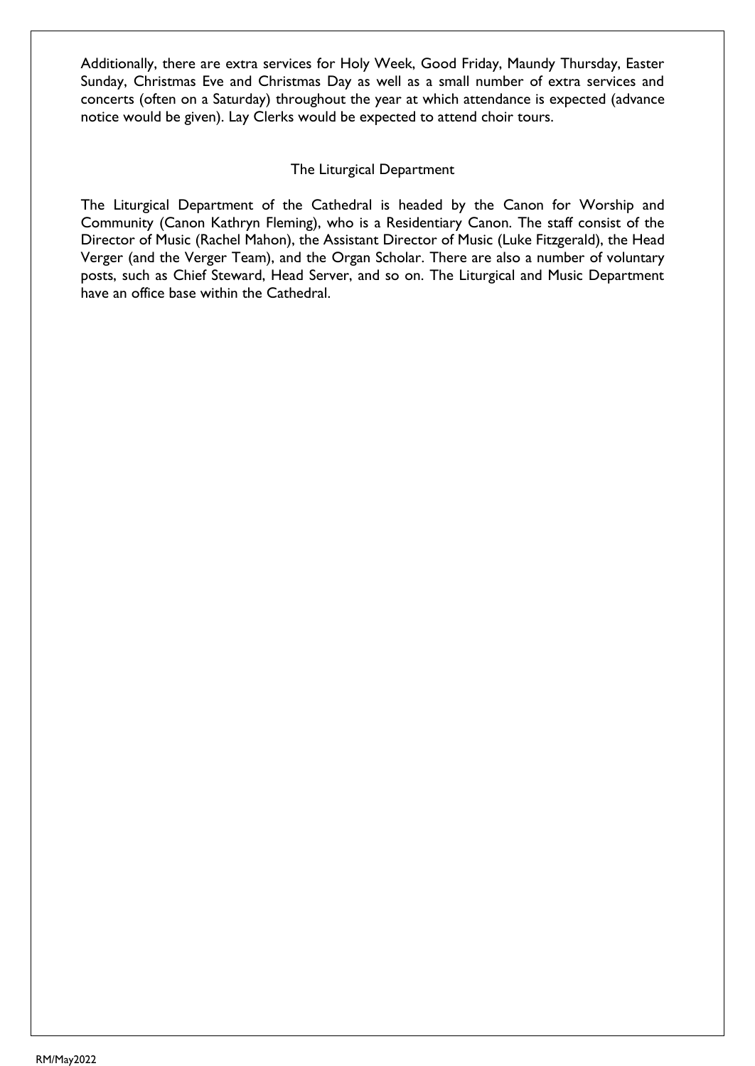Additionally, there are extra services for Holy Week, Good Friday, Maundy Thursday, Easter Sunday, Christmas Eve and Christmas Day as well as a small number of extra services and concerts (often on a Saturday) throughout the year at which attendance is expected (advance notice would be given). Lay Clerks would be expected to attend choir tours.

## The Liturgical Department

The Liturgical Department of the Cathedral is headed by the Canon for Worship and Community (Canon Kathryn Fleming), who is a Residentiary Canon. The staff consist of the Director of Music (Rachel Mahon), the Assistant Director of Music (Luke Fitzgerald), the Head Verger (and the Verger Team), and the Organ Scholar. There are also a number of voluntary posts, such as Chief Steward, Head Server, and so on. The Liturgical and Music Department have an office base within the Cathedral.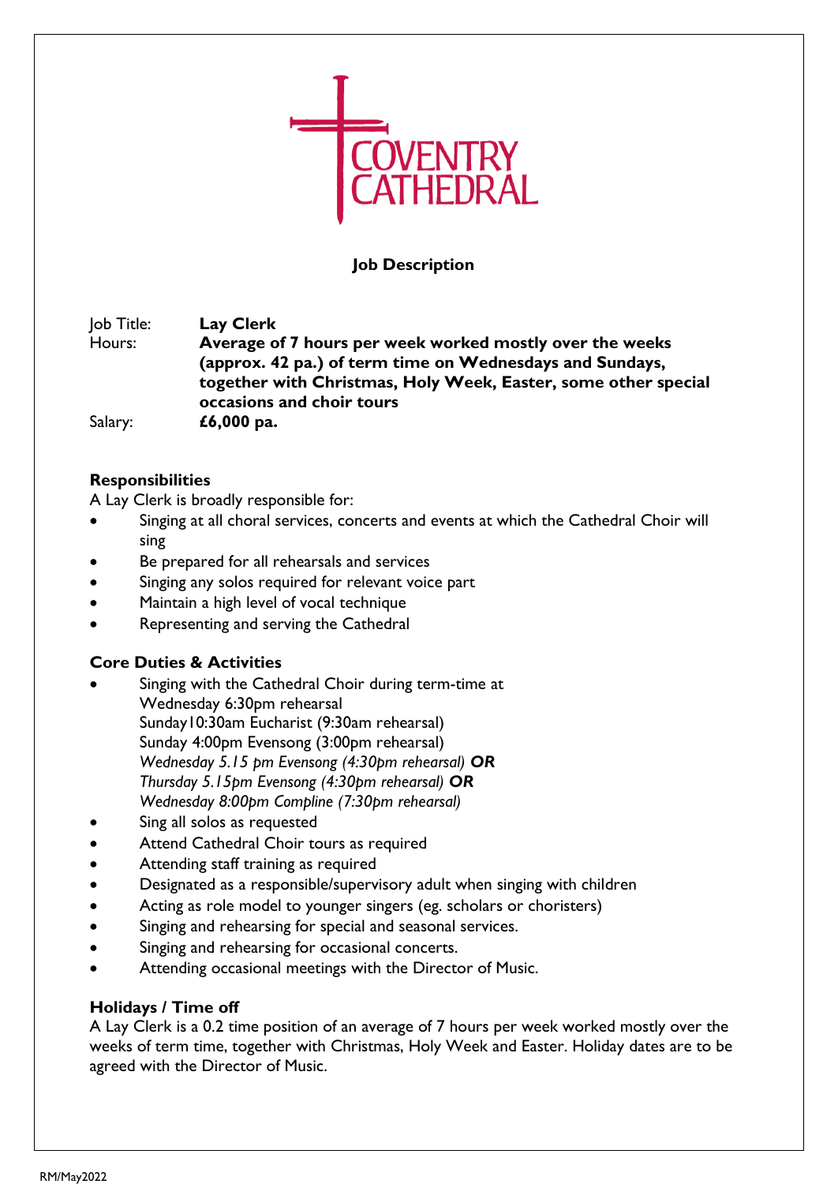COVENTRY CATHEDRAL

**Job Description**

Job Title: **Lay Clerk**
Hours: **Average of 7 hours per week worked mostly over the weeks (approx. 42 pa.) of term time on Wednesdays and Sundays, together with Christmas, Holy Week, Easter, some other special occasions and choir tours**
Salary: **£6,000 pa.**

**Responsibilities**

A Lay Clerk is broadly responsible for:

- Singing at all choral services, concerts and events at which the Cathedral Choir will sing
- Be prepared for all rehearsals and services
- Singing any solos required for relevant voice part
- Maintain a high level of vocal technique
- Representing and serving the Cathedral

**Core Duties & Activities**

- Singing with the Cathedral Choir during term-time at
  Wednesday 6:30pm rehearsal
  Sunday10:30am Eucharist (9:30am rehearsal)
  Sunday 4:00pm Evensong (3:00pm rehearsal)
  *Wednesday 5.15 pm Evensong (4:30pm rehearsal)* ***OR***
  *Thursday 5.15pm Evensong (4:30pm rehearsal)* ***OR***
  *Wednesday 8:00pm Compline (7:30pm rehearsal)*
- Sing all solos as requested
- Attend Cathedral Choir tours as required
- Attending staff training as required
- Designated as a responsible/supervisory adult when singing with children
- Acting as role model to younger singers (eg. scholars or choristers)
- Singing and rehearsing for special and seasonal services.
- Singing and rehearsing for occasional concerts.
- Attending occasional meetings with the Director of Music.

**Holidays / Time off**

A Lay Clerk is a 0.2 time position of an average of 7 hours per week worked mostly over the weeks of term time, together with Christmas, Holy Week and Easter. Holiday dates are to be agreed with the Director of Music.

RM/May2022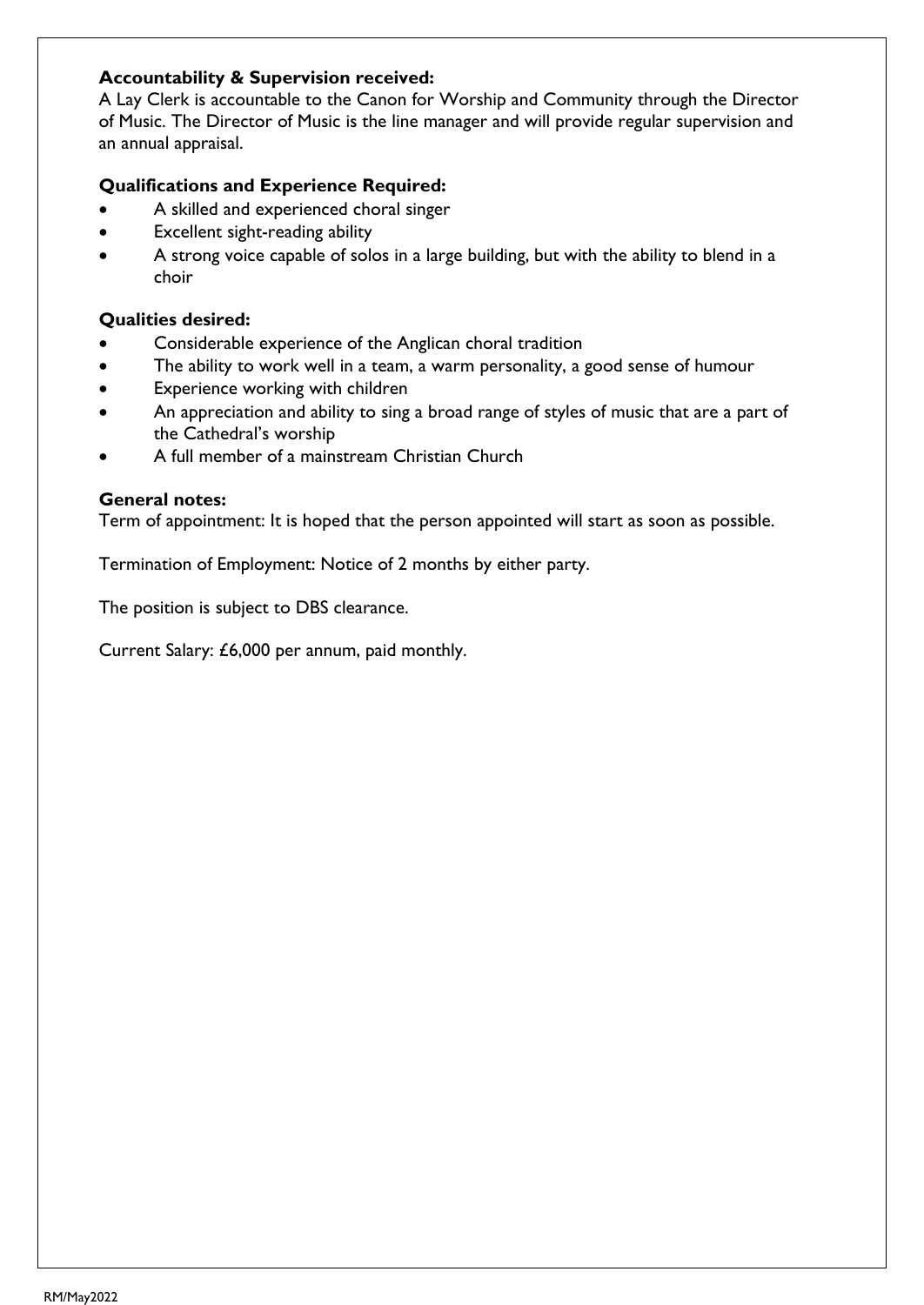**Accountability & Supervision received:**
A Lay Clerk is accountable to the Canon for Worship and Community through the Director of Music. The Director of Music is the line manager and will provide regular supervision and an annual appraisal.

**Qualifications and Experience Required:**

- A skilled and experienced choral singer
- Excellent sight-reading ability
- A strong voice capable of solos in a large building, but with the ability to blend in a choir

**Qualities desired:**

- Considerable experience of the Anglican choral tradition
- The ability to work well in a team, a warm personality, a good sense of humour
- Experience working with children
- An appreciation and ability to sing a broad range of styles of music that are a part of the Cathedral's worship
- A full member of a mainstream Christian Church

**General notes:**
Term of appointment: It is hoped that the person appointed will start as soon as possible.

Termination of Employment: Notice of 2 months by either party.

The position is subject to DBS clearance.

Current Salary: £6,000 per annum, paid monthly.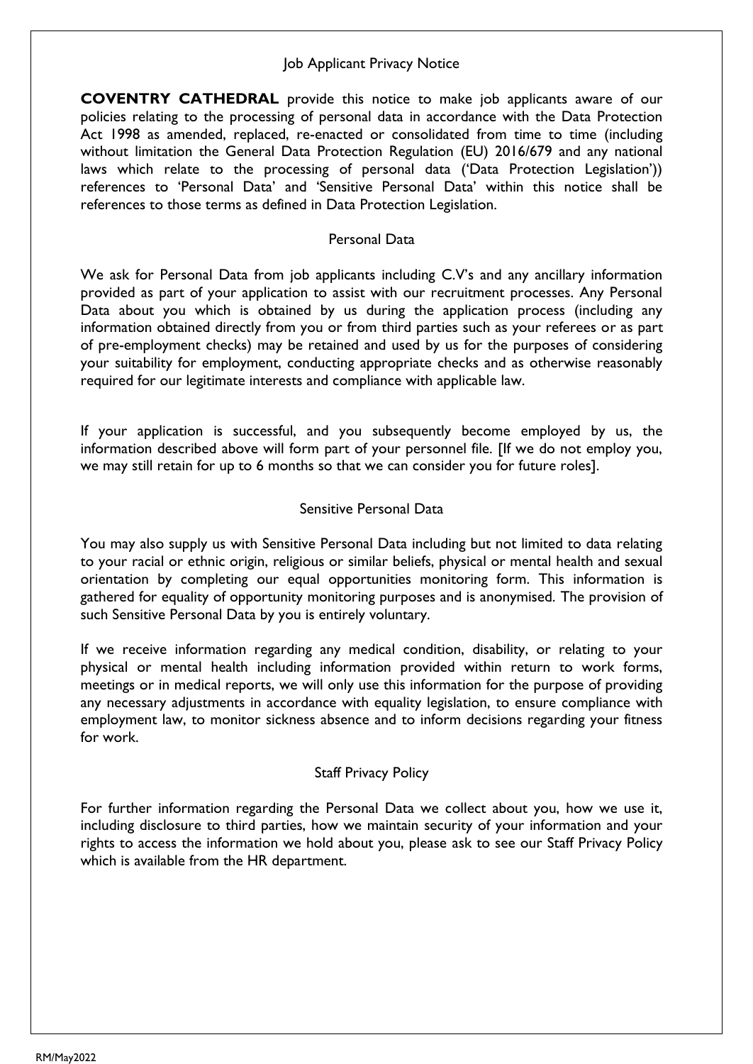## Job Applicant Privacy Notice

**COVENTRY CATHEDRAL** provide this notice to make job applicants aware of our policies relating to the processing of personal data in accordance with the Data Protection Act 1998 as amended, replaced, re-enacted or consolidated from time to time (including without limitation the General Data Protection Regulation (EU) 2016/679 and any national laws which relate to the processing of personal data ('Data Protection Legislation')) references to 'Personal Data' and 'Sensitive Personal Data' within this notice shall be references to those terms as defined in Data Protection Legislation.

### Personal Data

We ask for Personal Data from job applicants including C.V's and any ancillary information provided as part of your application to assist with our recruitment processes. Any Personal Data about you which is obtained by us during the application process (including any information obtained directly from you or from third parties such as your referees or as part of pre-employment checks) may be retained and used by us for the purposes of considering your suitability for employment, conducting appropriate checks and as otherwise reasonably required for our legitimate interests and compliance with applicable law.

If your application is successful, and you subsequently become employed by us, the information described above will form part of your personnel file. [If we do not employ you, we may still retain for up to 6 months so that we can consider you for future roles].

### Sensitive Personal Data

You may also supply us with Sensitive Personal Data including but not limited to data relating to your racial or ethnic origin, religious or similar beliefs, physical or mental health and sexual orientation by completing our equal opportunities monitoring form. This information is gathered for equality of opportunity monitoring purposes and is anonymised. The provision of such Sensitive Personal Data by you is entirely voluntary.

If we receive information regarding any medical condition, disability, or relating to your physical or mental health including information provided within return to work forms, meetings or in medical reports, we will only use this information for the purpose of providing any necessary adjustments in accordance with equality legislation, to ensure compliance with employment law, to monitor sickness absence and to inform decisions regarding your fitness for work.

### Staff Privacy Policy

For further information regarding the Personal Data we collect about you, how we use it, including disclosure to third parties, how we maintain security of your information and your rights to access the information we hold about you, please ask to see our Staff Privacy Policy which is available from the HR department.

RM/May2022